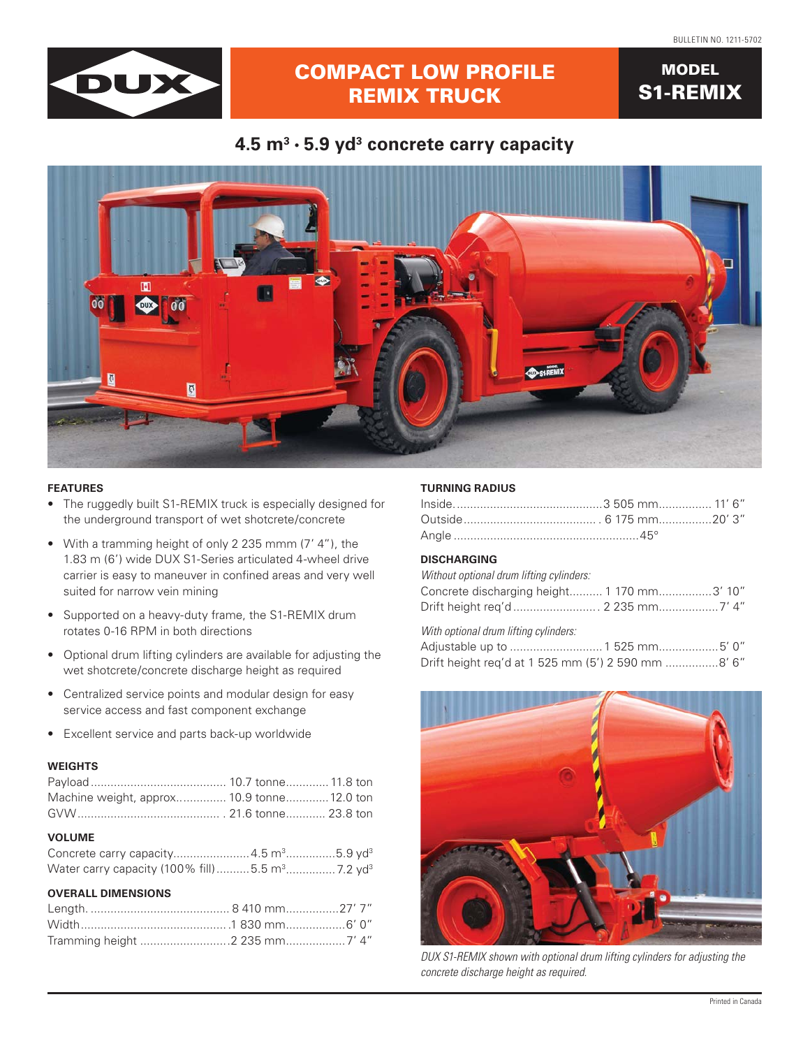BULLETIN NO. 1211-5702

# COMPACT LOW PROFILE REMIX TRUCK

## MODEL S1-REMIX

### 4.5 m³ · 5.9 yd³ concrete carry capacity

#### FEATURES

- The ruggedly built S1-REMIX truck is especially designed for the underground transport of wet shotcrete/concrete
- With a tramming height of only 2 235 mmm (7' 4"), the 1.83 m (6') wide DUX S1-Series articulated 4-wheel drive carrier is easy to maneuver in confined areas and very well suited for narrow vein mining
- Supported on a heavy-duty frame, the S1-REMIX drum rotates 0-16 RPM in both directions
- Optional drum lifting cylinders are available for adjusting the wet shotcrete/concrete discharge height as required
- Centralized service points and modular design for easy service access and fast component exchange
- Excellent service and parts back-up worldwide

#### WEIGHTS

| | | |
|---|---|---|
| Payload | 10.7 tonne | 11.8 ton |
| Machine weight, approx. | 10.9 tonne | 12.0 ton |
| GVW | 21.6 tonne | 23.8 ton |

#### VOLUME

| | | |
|---|---|---|
| Concrete carry capacity | 4.5 m³ | 5.9 yd³ |
| Water carry capacity (100% fill) | 5.5 m³ | 7.2 yd³ |

#### OVERALL DIMENSIONS

| | | |
|---|---|---|
| Length | 8 410 mm | 27' 7" |
| Width | 1 830 mm | 6' 0" |
| Tramming height | 2 235 mm | 7' 4" |

#### TURNING RADIUS

| | | |
|---|---|---|
| Inside | 3 505 mm | 11' 6" |
| Outside | 6 175 mm | 20' 3" |
| Angle | 45° | |

#### DISCHARGING

*Without optional drum lifting cylinders:*

| | | |
|---|---|---|
| Concrete discharging height | 1 170 mm | 3' 10" |
| Drift height req'd | 2 235 mm | 7' 4" |

*With optional drum lifting cylinders:*

| | | |
|---|---|---|
| Adjustable up to | 1 525 mm | 5' 0" |
| Drift height req'd at 1 525 mm (5') | 2 590 mm | 8' 6" |

*DUX S1-REMIX shown with optional drum lifting cylinders for adjusting the concrete discharge height as required.*

Printed in Canada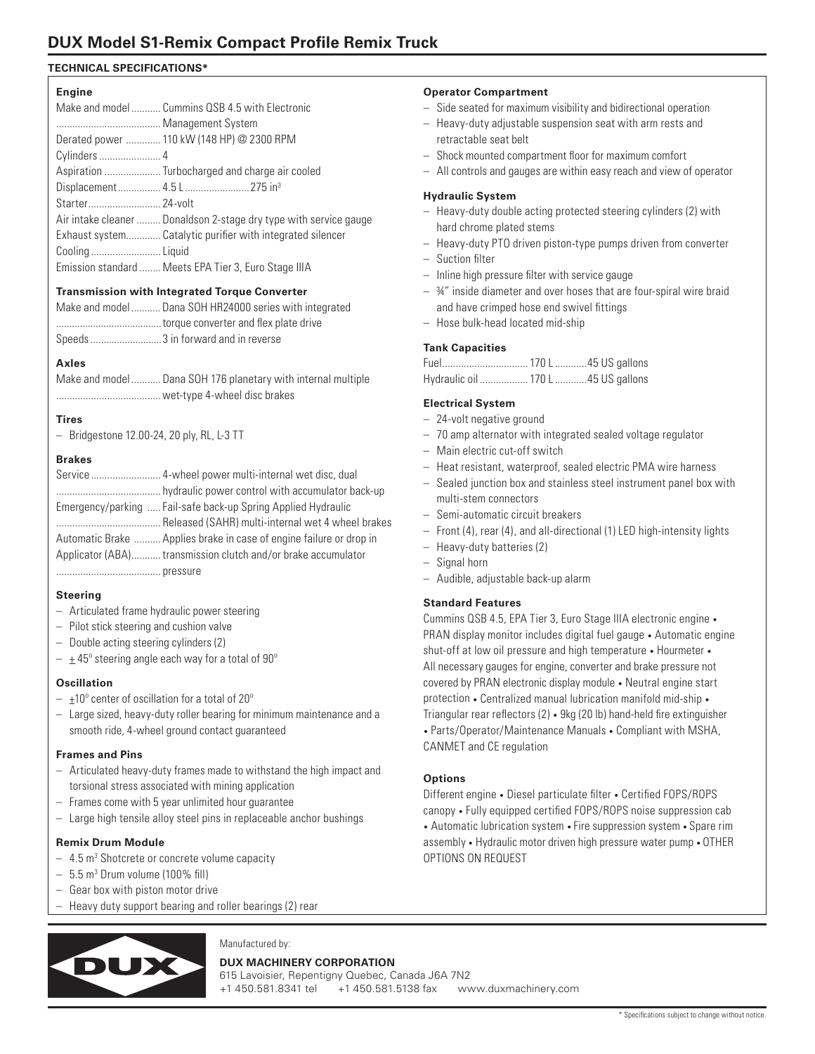// Page 2 of a spec sheet: layout is a two-column grid with dotted-leader label/value pairs under section headings.
# DUX Model S1-Remix Compact Profile Remix Truck

**TECHNICAL SPECIFICATIONS***

### Engine

| | |
|---|---|
| Make and model | Cummins QSB 4.5 with Electronic Management System |
| Derated power | 110 kW (148 HP) @ 2300 RPM |
| Cylinders | 4 |
| Aspiration | Turbocharged and charge air cooled |
| Displacement | 4.5 L 275 in³ |
| Starter | 24-volt |
| Air intake cleaner | Donaldson 2-stage dry type with service gauge |
| Exhaust system | Catalytic purifier with integrated silencer |
| Cooling | Liquid |
| Emission standard | Meets EPA Tier 3, Euro Stage IIIA |

### Transmission with Integrated Torque Converter

| | |
|---|---|
| Make and model | Dana SOH HR24000 series with integrated torque converter and flex plate drive |
| Speeds | 3 in forward and in reverse |

### Axles

| | |
|---|---|
| Make and model | Dana SOH 176 planetary with internal multiple wet-type 4-wheel disc brakes |

### Tires

- Bridgestone 12.00-24, 20 ply, RL, L-3 TT

### Brakes

| | |
|---|---|
| Service | 4-wheel power multi-internal wet disc, dual hydraulic power control with accumulator back-up |
| Emergency/parking | Fail-safe back-up Spring Applied Hydraulic Released (SAHR) multi-internal wet 4 wheel brakes |
| Automatic Brake Applicator (ABA) | Applies brake in case of engine failure or drop in transmission clutch and/or brake accumulator pressure |

### Steering

- Articulated frame hydraulic power steering
- Pilot stick steering and cushion valve
- Double acting steering cylinders (2)
- ± 45° steering angle each way for a total of 90°

### Oscillation

- ±10° center of oscillation for a total of 20°
- Large sized, heavy-duty roller bearing for minimum maintenance and a smooth ride, 4-wheel ground contact guaranteed

### Frames and Pins

- Articulated heavy-duty frames made to withstand the high impact and torsional stress associated with mining application
- Frames come with 5 year unlimited hour guarantee
- Large high tensile alloy steel pins in replaceable anchor bushings

### Remix Drum Module

- 4.5 m³ Shotcrete or concrete volume capacity
- 5.5 m³ Drum volume (100% fill)
- Gear box with piston motor drive
- Heavy duty support bearing and roller bearings (2) rear

### Operator Compartment

- Side seated for maximum visibility and bidirectional operation
- Heavy-duty adjustable suspension seat with arm rests and retractable seat belt
- Shock mounted compartment floor for maximum comfort
- All controls and gauges are within easy reach and view of operator

### Hydraulic System

- Heavy-duty double acting protected steering cylinders (2) with hard chrome plated stems
- Heavy-duty PTO driven piston-type pumps driven from converter
- Suction filter
- Inline high pressure filter with service gauge
- ¾" inside diameter and over hoses that are four-spiral wire braid and have crimped hose end swivel fittings
- Hose bulk-head located mid-ship

### Tank Capacities

| | | |
|---|---|---|
| Fuel | 170 L | 45 US gallons |
| Hydraulic oil | 170 L | 45 US gallons |

### Electrical System

- 24-volt negative ground
- 70 amp alternator with integrated sealed voltage regulator
- Main electric cut-off switch
- Heat resistant, waterproof, sealed electric PMA wire harness
- Sealed junction box and stainless steel instrument panel box with multi-stem connectors
- Semi-automatic circuit breakers
- Front (4), rear (4), and all-directional (1) LED high-intensity lights
- Heavy-duty batteries (2)
- Signal horn
- Audible, adjustable back-up alarm

### Standard Features

Cummins QSB 4.5, EPA Tier 3, Euro Stage IIIA electronic engine • PRAN display monitor includes digital fuel gauge • Automatic engine shut-off at low oil pressure and high temperature • Hourmeter • All necessary gauges for engine, converter and brake pressure not covered by PRAN electronic display module • Neutral engine start protection • Centralized manual lubrication manifold mid-ship • Triangular rear reflectors (2) • 9kg (20 lb) hand-held fire extinguisher • Parts/Operator/Maintenance Manuals • Compliant with MSHA, CANMET and CE regulation

### Options

Different engine • Diesel particulate filter • Certified FOPS/ROPS canopy • Fully equipped certified FOPS/ROPS noise suppression cab • Automatic lubrication system • Fire suppression system • Spare rim assembly • Hydraulic motor driven high pressure water pump • OTHER OPTIONS ON REQUEST

DUX

Manufactured by:

**DUX MACHINERY CORPORATION**
615 Lavoisier, Repentigny Quebec, Canada J6A 7N2
+1 450.581.8341 tel +1 450.581.5138 fax www.duxmachinery.com

\* Specifications subject to change without notice.